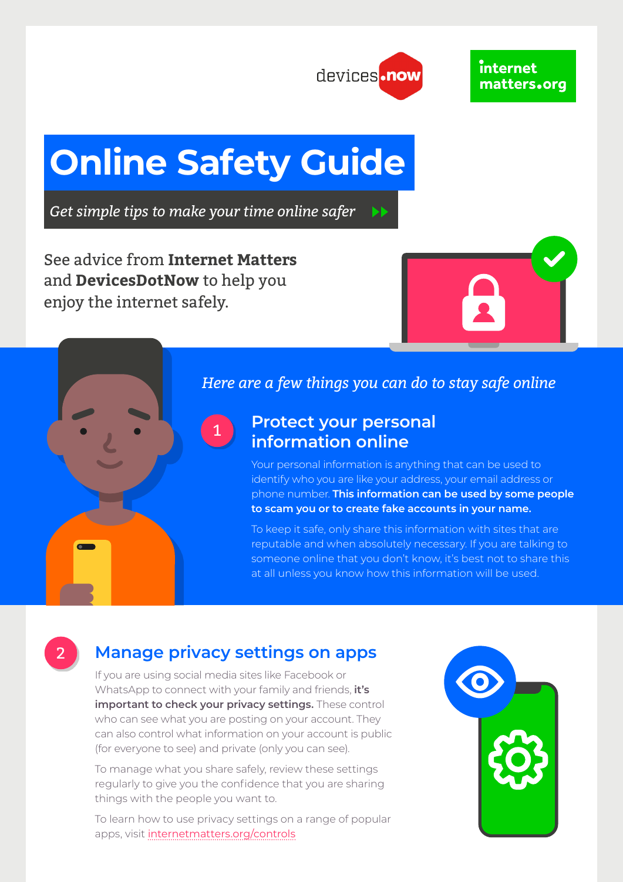devices.now

internet matters.org

# Online Safety Guide

*Get simple tips to make your time online safer*

See advice from **Internet Matters** and **DevicesDotNow** to help you enjoy the internet safely.

*Here are a few things you can do to stay safe online*

## 1 Protect your personal information online

Your personal information is anything that can be used to identify who you are like your address, your email address or phone number. **This information can be used by some people to scam you or to create fake accounts in your name.**

To keep it safe, only share this information with sites that are reputable and when absolutely necessary. If you are talking to someone online that you don't know, it's best not to share this at all unless you know how this information will be used.

## 2 Manage privacy settings on apps

If you are using social media sites like Facebook or WhatsApp to connect with your family and friends, **it's important to check your privacy settings.** These control who can see what you are posting on your account. They can also control what information on your account is public (for everyone to see) and private (only you can see).

To manage what you share safely, review these settings regularly to give you the confidence that you are sharing things with the people you want to.

To learn how to use privacy settings on a range of popular apps, visit internetmatters.org/controls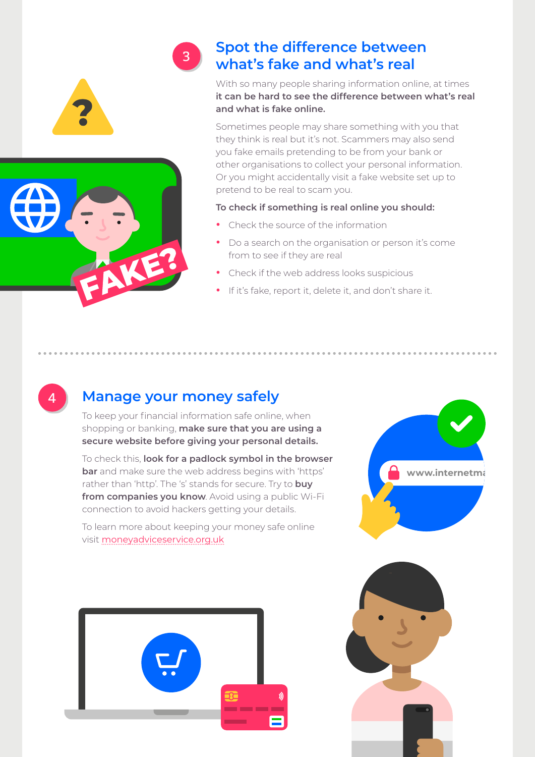## 3 Spot the difference between what's fake and what's real

With so many people sharing information online, at times **it can be hard to see the difference between what's real and what is fake online.**

Sometimes people may share something with you that they think is real but it's not. Scammers may also send you fake emails pretending to be from your bank or other organisations to collect your personal information. Or you might accidentally visit a fake website set up to pretend to be real to scam you.

**To check if something is real online you should:**

- Check the source of the information
- Do a search on the organisation or person it's come from to see if they are real
- Check if the web address looks suspicious
- If it's fake, report it, delete it, and don't share it.

## 4 Manage your money safely

To keep your financial information safe online, when shopping or banking, **make sure that you are using a secure website before giving your personal details.**

To check this, **look for a padlock symbol in the browser bar** and make sure the web address begins with 'https' rather than 'http'. The 's' stands for secure. Try to **buy from companies you know**. Avoid using a public Wi-Fi connection to avoid hackers getting your details.

To learn more about keeping your money safe online visit moneyadviceservice.org.uk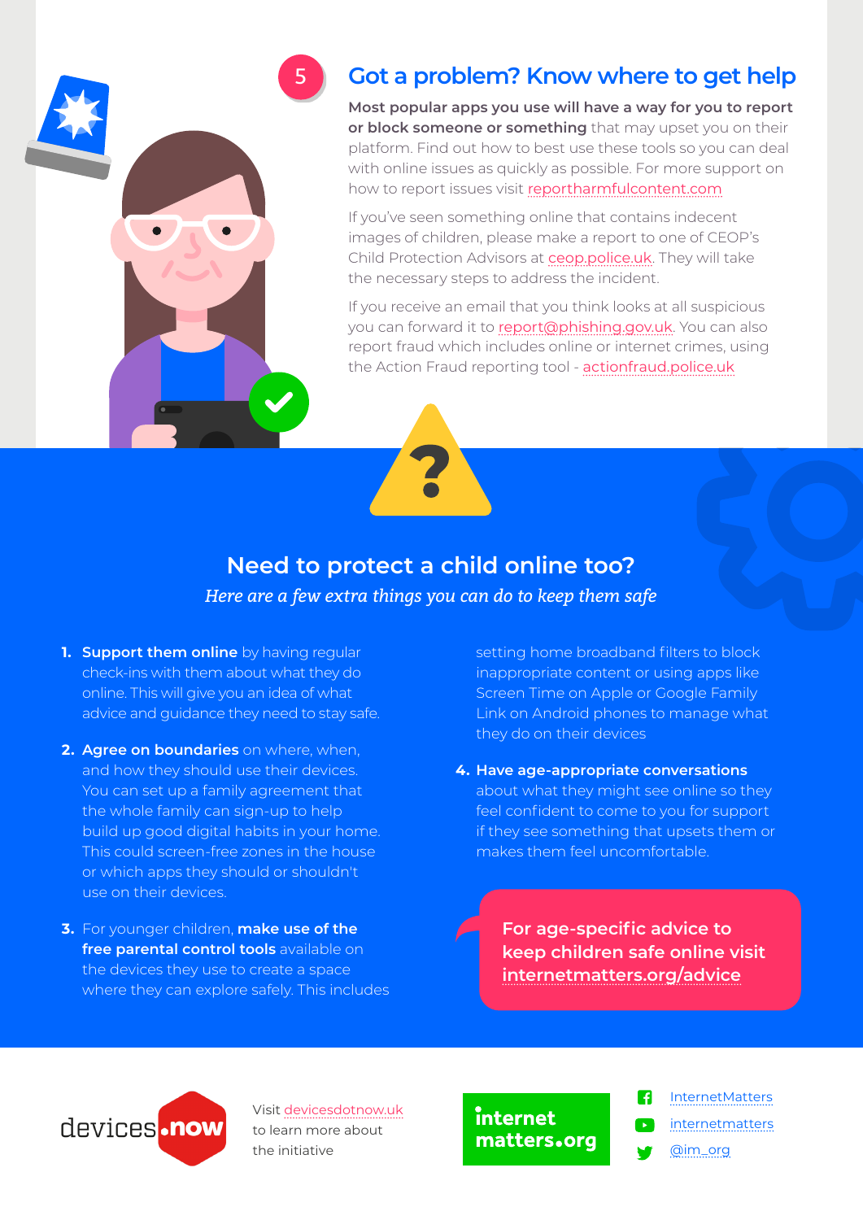## 5 Got a problem? Know where to get help

**Most popular apps you use will have a way for you to report or block someone or something** that may upset you on their platform. Find out how to best use these tools so you can deal with online issues as quickly as possible. For more support on how to report issues visit reportharmfulcontent.com

If you've seen something online that contains indecent images of children, please make a report to one of CEOP's Child Protection Advisors at ceop.police.uk. They will take the necessary steps to address the incident.

If you receive an email that you think looks at all suspicious you can forward it to report@phishing.gov.uk. You can also report fraud which includes online or internet crimes, using the Action Fraud reporting tool - actionfraud.police.uk

## Need to protect a child online too?

*Here are a few extra things you can do to keep them safe*

1. **Support them online** by having regular check-ins with them about what they do online. This will give you an idea of what advice and guidance they need to stay safe.
2. **Agree on boundaries** on where, when, and how they should use their devices. You can set up a family agreement that the whole family can sign-up to help build up good digital habits in your home. This could screen-free zones in the house or which apps they should or shouldn't use on their devices.
3. For younger children, **make use of the free parental control tools** available on the devices they use to create a space where they can explore safely. This includes setting home broadband filters to block inappropriate content or using apps like Screen Time on Apple or Google Family Link on Android phones to manage what they do on their devices
4. **Have age-appropriate conversations** about what they might see online so they feel confident to come to you for support if they see something that upsets them or makes them feel uncomfortable.

**For age-specific advice to keep children safe online visit internetmatters.org/advice**

devices.now

Visit devicesdotnow.uk to learn more about the initiative

internet matters.org

InternetMatters

internetmatters

@im_org